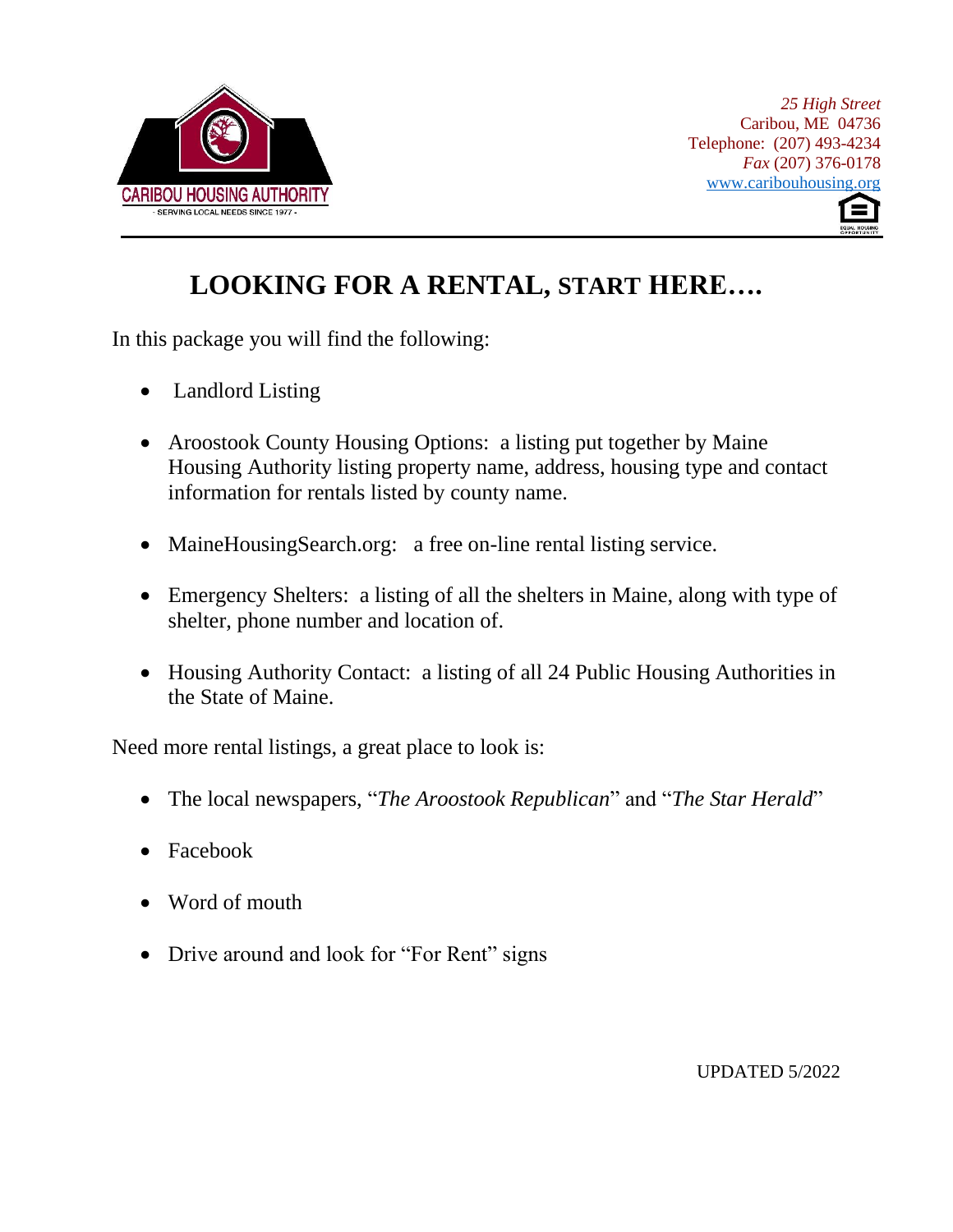CARIBOU HOUSING AUTHORITY
- SERVING LOCAL NEEDS SINCE 1977 -

*25 High Street*
Caribou, ME 04736
Telephone: (207) 493-4234
*Fax* (207) 376-0178
www.cariboushousing.org

# LOOKING FOR A RENTAL, START HERE….

In this package you will find the following:

- Landlord Listing
- Aroostook County Housing Options: a listing put together by Maine Housing Authority listing property name, address, housing type and contact information for rentals listed by county name.
- MaineHousingSearch.org: a free on-line rental listing service.
- Emergency Shelters: a listing of all the shelters in Maine, along with type of shelter, phone number and location of.
- Housing Authority Contact: a listing of all 24 Public Housing Authorities in the State of Maine.

Need more rental listings, a great place to look is:

- The local newspapers, "*The Aroostook Republican*" and "*The Star Herald*"
- Facebook
- Word of mouth
- Drive around and look for "For Rent" signs

UPDATED 5/2022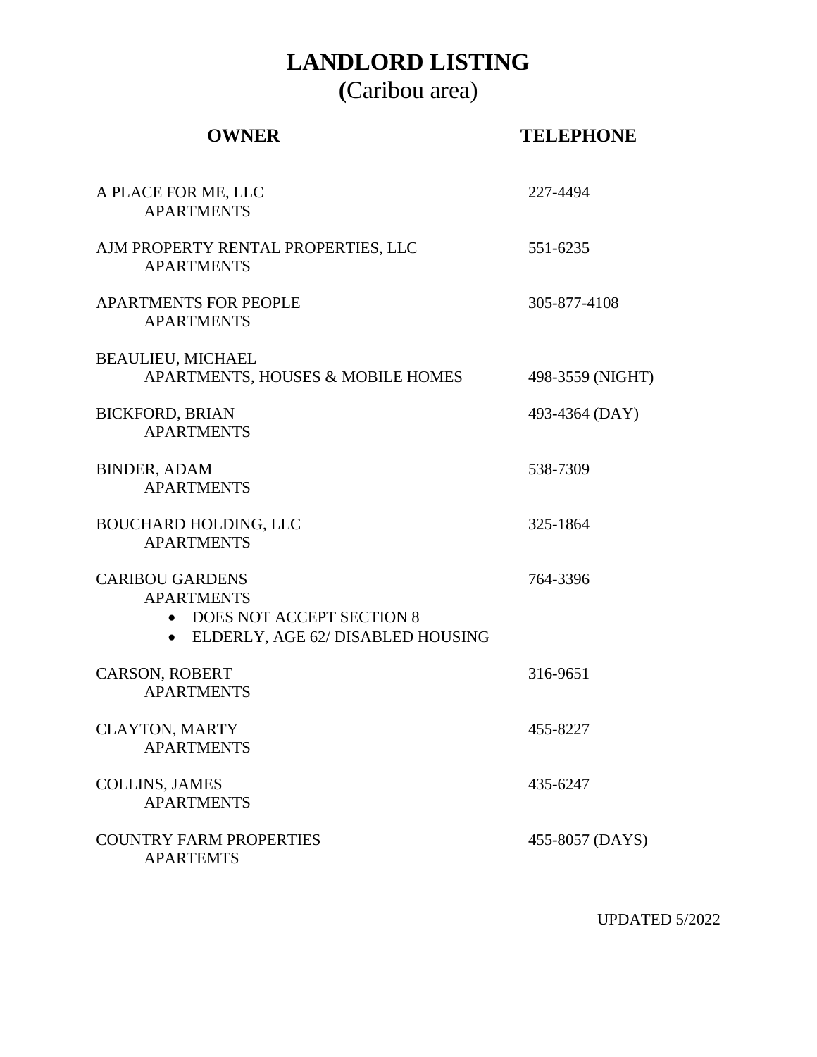# LANDLORD LISTING
## (Caribou area)

| OWNER | TELEPHONE |
|---|---|
| A PLACE FOR ME, LLC<br>APARTMENTS | 227-4494 |
| AJM PROPERTY RENTAL PROPERTIES, LLC<br>APARTMENTS | 551-6235 |
| APARTMENTS FOR PEOPLE<br>APARTMENTS | 305-877-4108 |
| BEAULIEU, MICHAEL<br>APARTMENTS, HOUSES & MOBILE HOMES | 498-3559 (NIGHT) |
| BICKFORD, BRIAN<br>APARTMENTS | 493-4364 (DAY) |
| BINDER, ADAM<br>APARTMENTS | 538-7309 |
| BOUCHARD HOLDING, LLC<br>APARTMENTS | 325-1864 |
| CARIBOU GARDENS<br>APARTMENTS<br>• DOES NOT ACCEPT SECTION 8<br>• ELDERLY, AGE 62/ DISABLED HOUSING | 764-3396 |
| CARSON, ROBERT<br>APARTMENTS | 316-9651 |
| CLAYTON, MARTY<br>APARTMENTS | 455-8227 |
| COLLINS, JAMES<br>APARTMENTS | 435-6247 |
| COUNTRY FARM PROPERTIES<br>APARTEMTS | 455-8057 (DAYS) |

UPDATED 5/2022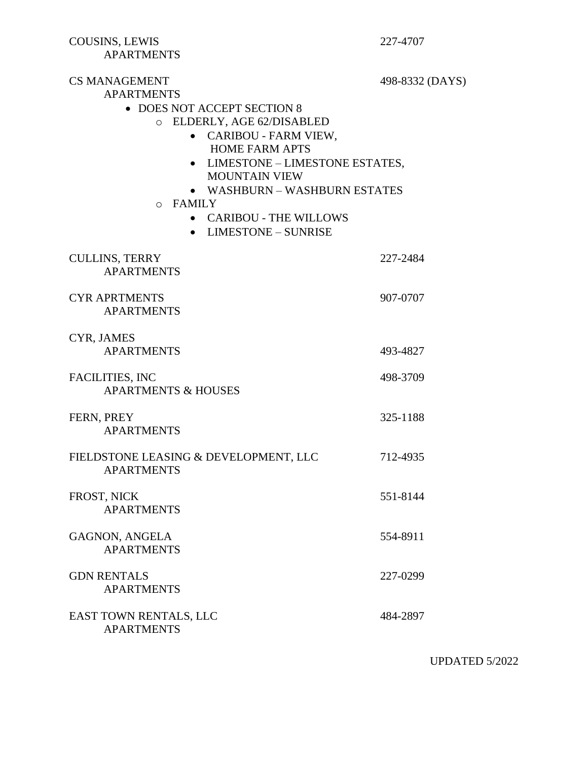COUSINS, LEWIS — 227-4707
APARTMENTS

CS MANAGEMENT — 498-8332 (DAYS)
APARTMENTS

- DOES NOT ACCEPT SECTION 8
  - ELDERLY, AGE 62/DISABLED
    - CARIBOU - FARM VIEW, HOME FARM APTS
    - LIMESTONE – LIMESTONE ESTATES, MOUNTAIN VIEW
    - WASHBURN – WASHBURN ESTATES
  - FAMILY
    - CARIBOU - THE WILLOWS
    - LIMESTONE – SUNRISE

CULLINS, TERRY — 227-2484
APARTMENTS

CYR APRTMENTS — 907-0707
APARTMENTS

CYR, JAMES
APARTMENTS — 493-4827

FACILITIES, INC — 498-3709
APARTMENTS & HOUSES

FERN, PREY — 325-1188
APARTMENTS

FIELDSTONE LEASING & DEVELOPMENT, LLC — 712-4935
APARTMENTS

FROST, NICK — 551-8144
APARTMENTS

GAGNON, ANGELA — 554-8911
APARTMENTS

GDN RENTALS — 227-0299
APARTMENTS

EAST TOWN RENTALS, LLC — 484-2897
APARTMENTS

UPDATED 5/2022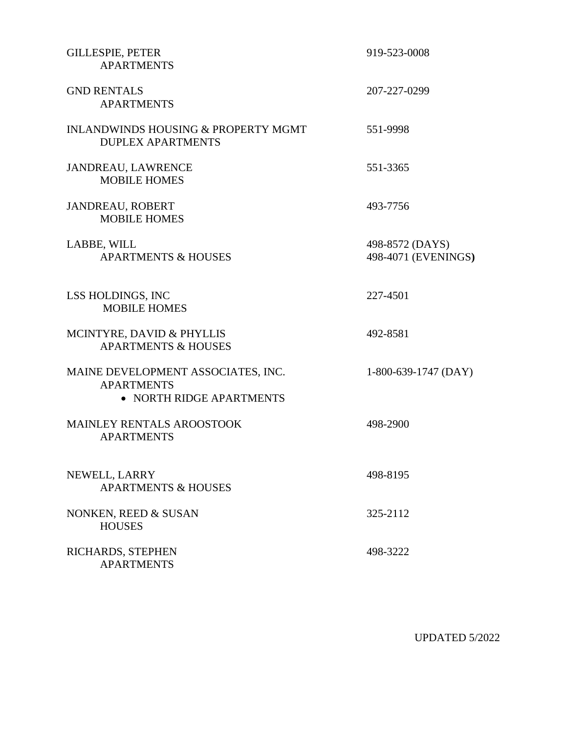GILLESPIE, PETER 919-523-0008
APARTMENTS

GND RENTALS 207-227-0299
APARTMENTS

INLANDWINDS HOUSING & PROPERTY MGMT 551-9998
DUPLEX APARTMENTS

JANDREAU, LAWRENCE 551-3365
MOBILE HOMES

JANDREAU, ROBERT 493-7756
MOBILE HOMES

LABBE, WILL 498-8572 (DAYS)
APARTMENTS & HOUSES 498-4071 (EVENINGS)

LSS HOLDINGS, INC 227-4501
MOBILE HOMES

MCINTYRE, DAVID & PHYLLIS 492-8581
APARTMENTS & HOUSES

MAINE DEVELOPMENT ASSOCIATES, INC. 1-800-639-1747 (DAY)
APARTMENTS
- NORTH RIDGE APARTMENTS

MAINLEY RENTALS AROOSTOOK 498-2900
APARTMENTS

NEWELL, LARRY 498-8195
APARTMENTS & HOUSES

NONKEN, REED & SUSAN 325-2112
HOUSES

RICHARDS, STEPHEN 498-3222
APARTMENTS

UPDATED 5/2022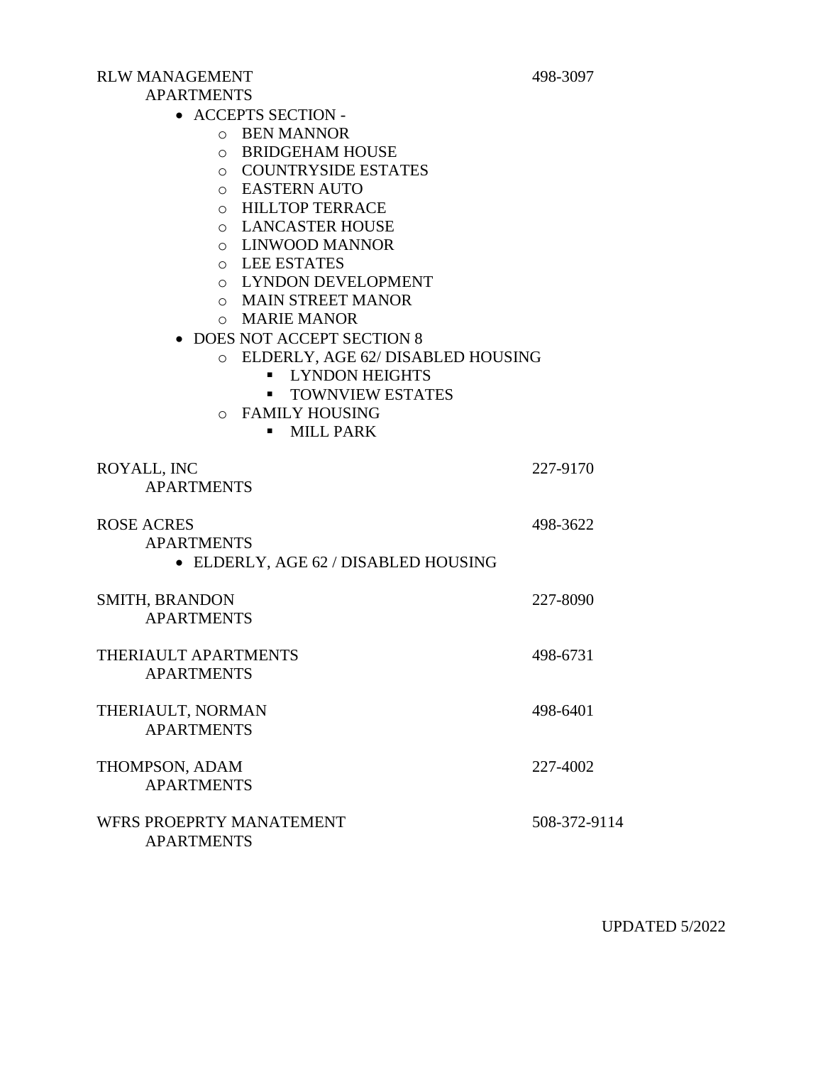RLW MANAGEMENT 498-3097
APARTMENTS

- ACCEPTS SECTION -
  - BEN MANNOR
  - BRIDGEHAM HOUSE
  - COUNTRYSIDE ESTATES
  - EASTERN AUTO
  - HILLTOP TERRACE
  - LANCASTER HOUSE
  - LINWOOD MANNOR
  - LEE ESTATES
  - LYNDON DEVELOPMENT
  - MAIN STREET MANOR
  - MARIE MANOR
- DOES NOT ACCEPT SECTION 8
  - ELDERLY, AGE 62/ DISABLED HOUSING
    - LYNDON HEIGHTS
    - TOWNVIEW ESTATES
  - FAMILY HOUSING
    - MILL PARK

ROYALL, INC 227-9170
APARTMENTS

ROSE ACRES 498-3622
APARTMENTS

- ELDERLY, AGE 62 / DISABLED HOUSING

SMITH, BRANDON 227-8090
APARTMENTS

THERIAULT APARTMENTS 498-6731
APARTMENTS

THERIAULT, NORMAN 498-6401
APARTMENTS

THOMPSON, ADAM 227-4002
APARTMENTS

WFRS PROEPRTY MANATEMENT 508-372-9114
APARTMENTS

UPDATED 5/2022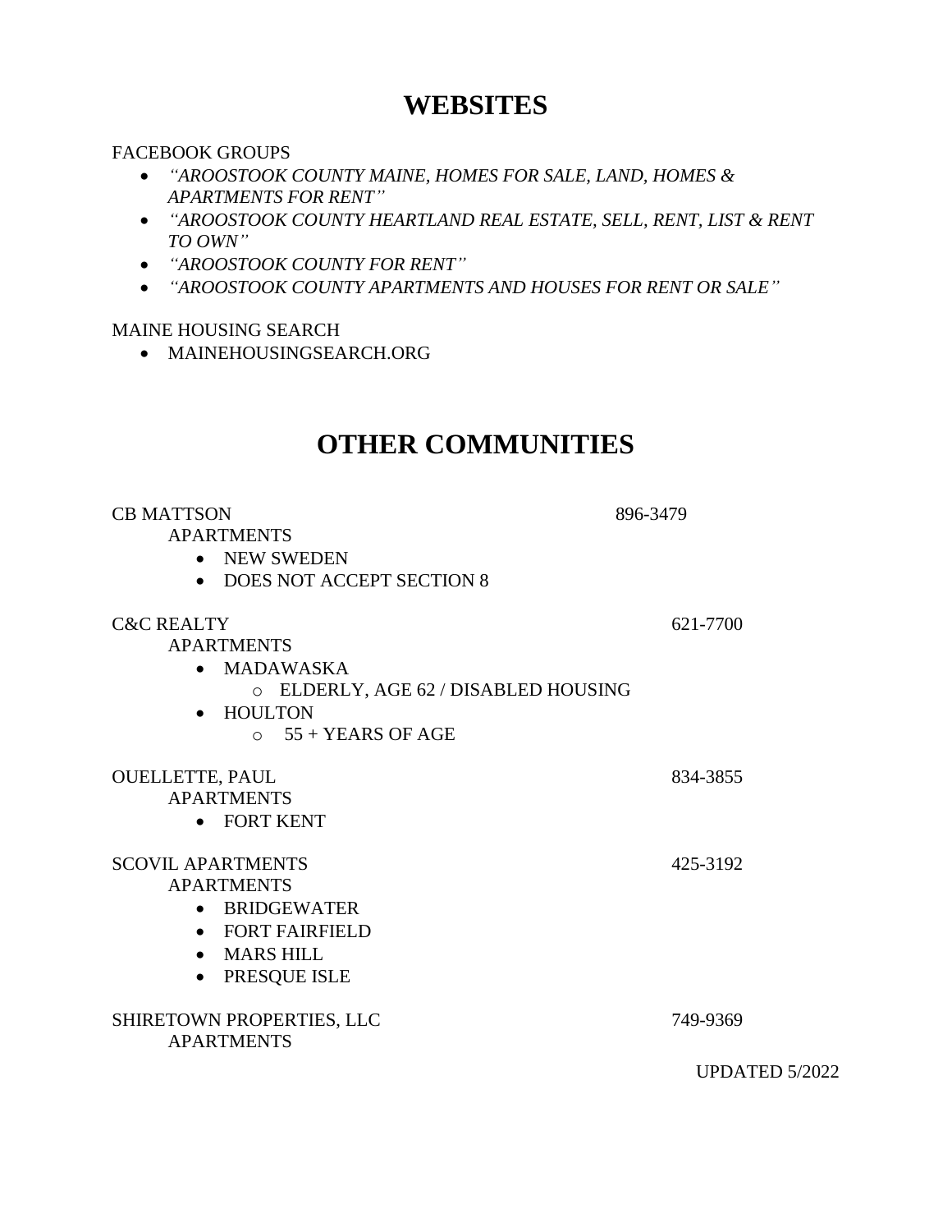# WEBSITES

FACEBOOK GROUPS

- *"AROOSTOOK COUNTY MAINE, HOMES FOR SALE, LAND, HOMES & APARTMENTS FOR RENT"*
- *"AROOSTOOK COUNTY HEARTLAND REAL ESTATE, SELL, RENT, LIST & RENT TO OWN"*
- *"AROOSTOOK COUNTY FOR RENT"*
- *"AROOSTOOK COUNTY APARTMENTS AND HOUSES FOR RENT OR SALE"*

MAINE HOUSING SEARCH

- MAINEHOUSINGSEARCH.ORG

# OTHER COMMUNITIES

CB MATTSON 896-3479

APARTMENTS

- NEW SWEDEN
- DOES NOT ACCEPT SECTION 8

C&C REALTY 621-7700

APARTMENTS

- MADAWASKA
  - ELDERLY, AGE 62 / DISABLED HOUSING
- HOULTON
  - 55 + YEARS OF AGE

OUELLETTE, PAUL 834-3855

APARTMENTS

- FORT KENT

SCOVIL APARTMENTS 425-3192

APARTMENTS

- BRIDGEWATER
- FORT FAIRFIELD
- MARS HILL
- PRESQUE ISLE

SHIRETOWN PROPERTIES, LLC 749-9369

APARTMENTS

UPDATED 5/2022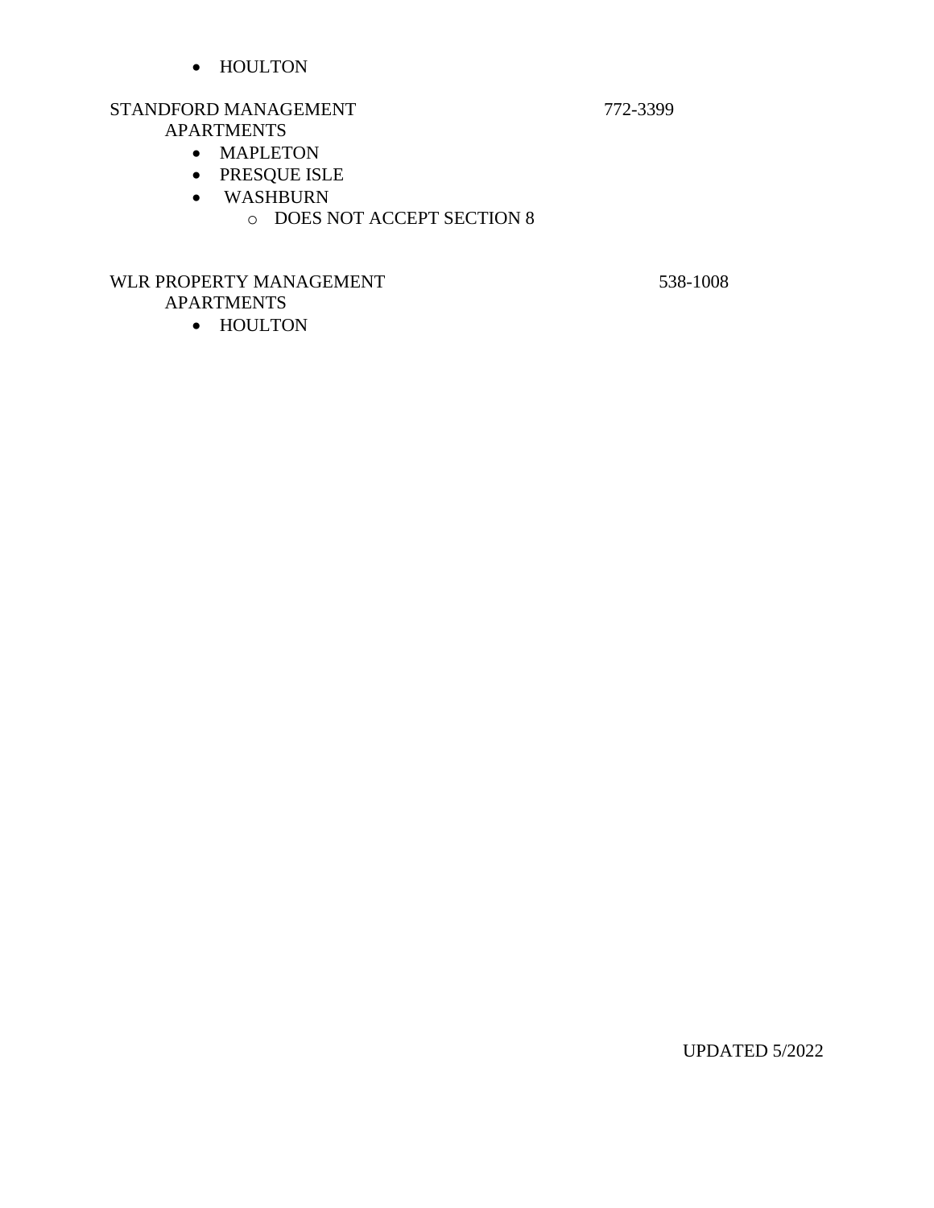- HOULTON

STANDFORD MANAGEMENT 772-3399
APARTMENTS

- MAPLETON
- PRESQUE ISLE
- WASHBURN
  - DOES NOT ACCEPT SECTION 8

WLR PROPERTY MANAGEMENT 538-1008
APARTMENTS

- HOULTON

UPDATED 5/2022